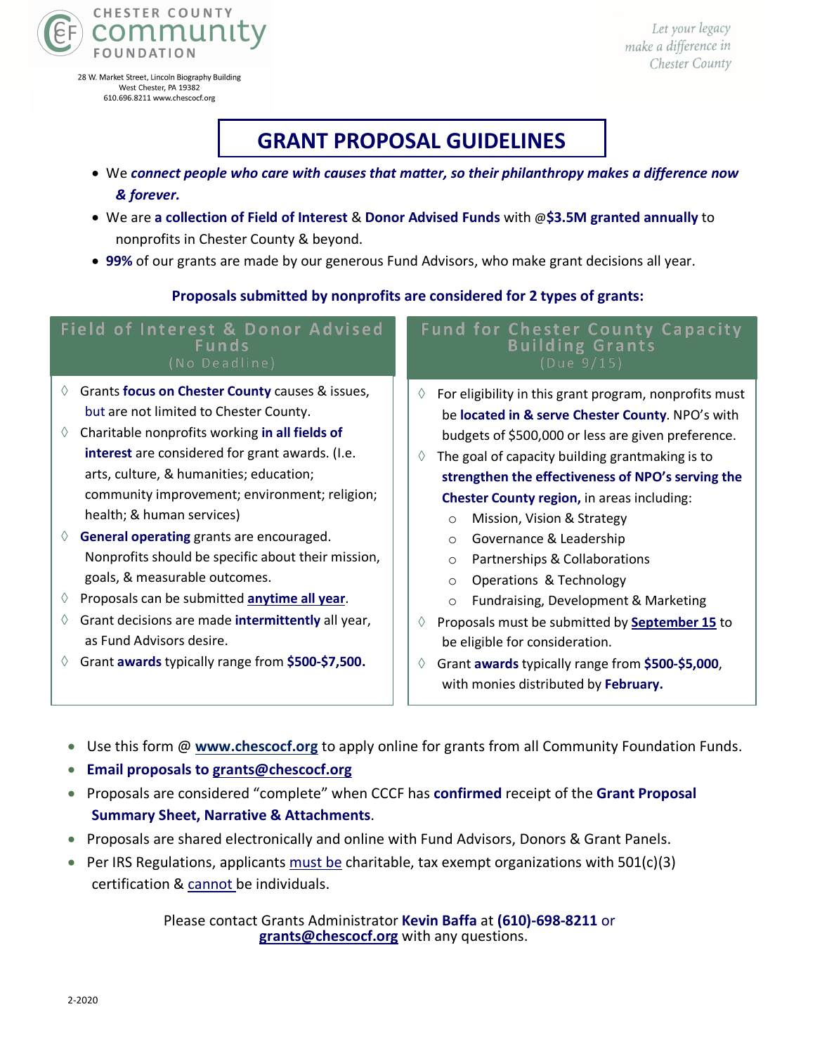CHESTER COUNTY community FOUNDATION

28 W. Market Street, Lincoln Biography Building
West Chester, PA 19382
610.696.8211 www.chescocf.org

*Let your legacy make a difference in Chester County*

# GRANT PROPOSAL GUIDELINES

- We ***connect people who care with causes that matter, so their philanthropy makes a difference now & forever.***
- We are **a collection of Field of Interest** & **Donor Advised Funds** with @**$3.5M granted annually** to nonprofits in Chester County & beyond.
- **99%** of our grants are made by our generous Fund Advisors, who make grant decisions all year.

**Proposals submitted by nonprofits are considered for 2 types of grants:**

## Field of Interest & Donor Advised Funds (No Deadline)

- Grants **focus on Chester County** causes & issues, but are not limited to Chester County.
- Charitable nonprofits working **in all fields of interest** are considered for grant awards. (I.e. arts, culture, & humanities; education; community improvement; environment; religion; health; & human services)
- **General operating** grants are encouraged. Nonprofits should be specific about their mission, goals, & measurable outcomes.
- Proposals can be submitted **anytime all year**.
- Grant decisions are made **intermittently** all year, as Fund Advisors desire.
- Grant **awards** typically range from **$500-$7,500.**

## Fund for Chester County Capacity Building Grants (Due 9/15)

- For eligibility in this grant program, nonprofits must be **located in & serve Chester County**. NPO's with budgets of $500,000 or less are given preference.
- The goal of capacity building grantmaking is to **strengthen the effectiveness of NPO's serving the Chester County region,** in areas including:
  - Mission, Vision & Strategy
  - Governance & Leadership
  - Partnerships & Collaborations
  - Operations & Technology
  - Fundraising, Development & Marketing
- Proposals must be submitted by **September 15** to be eligible for consideration.
- Grant **awards** typically range from **$500-$5,000**, with monies distributed by **February.**

---

- Use this form @ **www.chescocf.org** to apply online for grants from all Community Foundation Funds.
- **Email proposals to grants@chescocf.org**
- Proposals are considered "complete" when CCCF has **confirmed** receipt of the **Grant Proposal Summary Sheet, Narrative & Attachments**.
- Proposals are shared electronically and online with Fund Advisors, Donors & Grant Panels.
- Per IRS Regulations, applicants must be charitable, tax exempt organizations with 501(c)(3) certification & cannot be individuals.

Please contact Grants Administrator **Kevin Baffa** at **(610)-698-8211** or **grants@chescocf.org** with any questions.

2-2020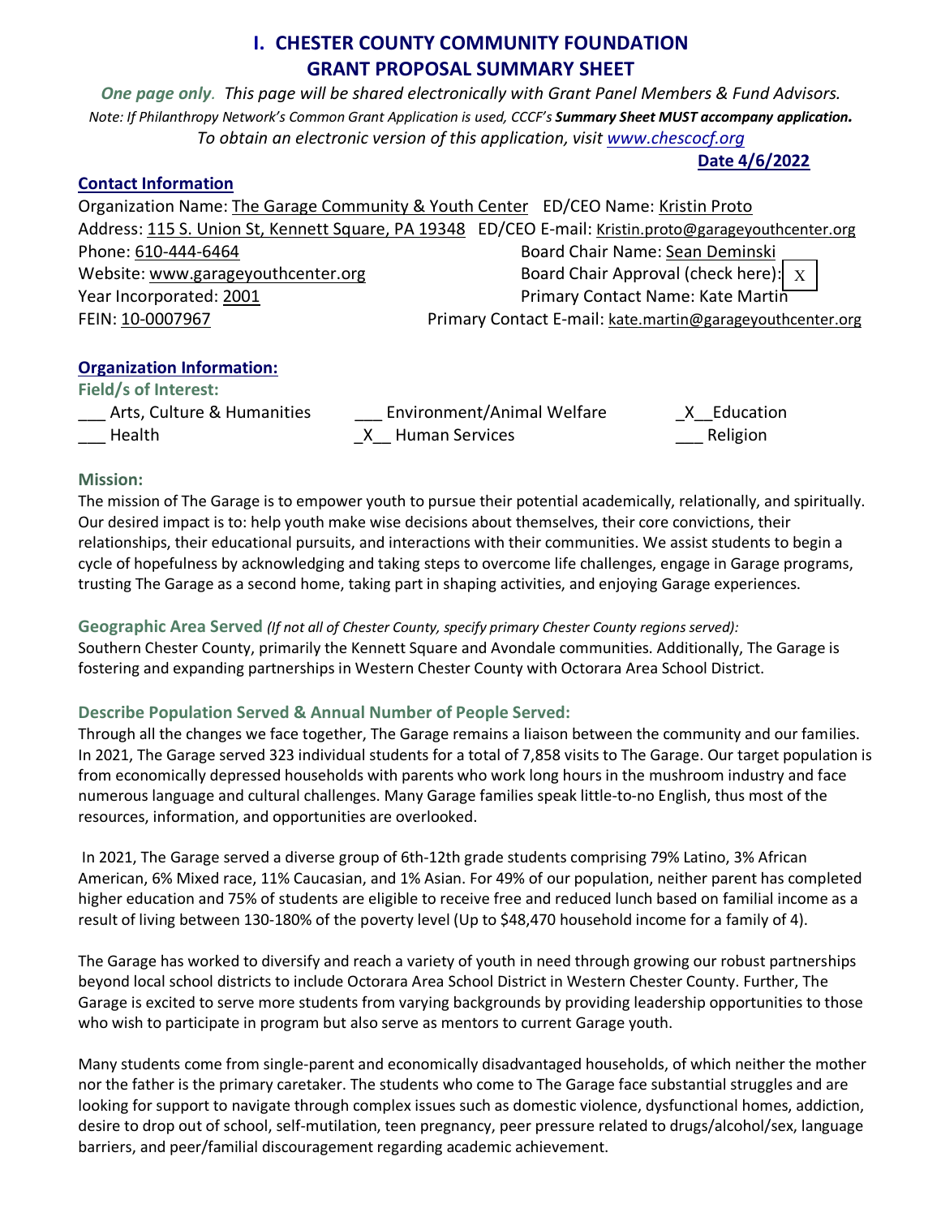# I. CHESTER COUNTY COMMUNITY FOUNDATION GRANT PROPOSAL SUMMARY SHEET

*One page only. This page will be shared electronically with Grant Panel Members & Fund Advisors.*
*Note: If Philanthropy Network's Common Grant Application is used, CCCF's* ***Summary Sheet MUST accompany application.***
*To obtain an electronic version of this application, visit www.chescocf.org*

**Date 4/6/2022**

## Contact Information

Organization Name: The Garage Community & Youth Center
ED/CEO Name: Kristin Proto
Address: 115 S. Union St, Kennett Square, PA 19348
ED/CEO E-mail: Kristin.proto@garageyouthcenter.org
Phone: 610-444-6464
Board Chair Name: Sean Deminski
Website: www.garageyouthcenter.org
Board Chair Approval (check here): X
Year Incorporated: 2001
Primary Contact Name: Kate Martin
FEIN: 10-0007967
Primary Contact E-mail: kate.martin@garageyouthcenter.org

## Organization Information:

**Field/s of Interest:**

___ Arts, Culture & Humanities
___ Environment/Animal Welfare
_X__ Education
___ Health
_X__ Human Services
___ Religion

### Mission:

The mission of The Garage is to empower youth to pursue their potential academically, relationally, and spiritually. Our desired impact is to: help youth make wise decisions about themselves, their core convictions, their relationships, their educational pursuits, and interactions with their communities. We assist students to begin a cycle of hopefulness by acknowledging and taking steps to overcome life challenges, engage in Garage programs, trusting The Garage as a second home, taking part in shaping activities, and enjoying Garage experiences.

### Geographic Area Served *(If not all of Chester County, specify primary Chester County regions served):*

Southern Chester County, primarily the Kennett Square and Avondale communities. Additionally, The Garage is fostering and expanding partnerships in Western Chester County with Octorara Area School District.

### Describe Population Served & Annual Number of People Served:

Through all the changes we face together, The Garage remains a liaison between the community and our families. In 2021, The Garage served 323 individual students for a total of 7,858 visits to The Garage. Our target population is from economically depressed households with parents who work long hours in the mushroom industry and face numerous language and cultural challenges. Many Garage families speak little-to-no English, thus most of the resources, information, and opportunities are overlooked.

In 2021, The Garage served a diverse group of 6th-12th grade students comprising 79% Latino, 3% African American, 6% Mixed race, 11% Caucasian, and 1% Asian. For 49% of our population, neither parent has completed higher education and 75% of students are eligible to receive free and reduced lunch based on familial income as a result of living between 130-180% of the poverty level (Up to $48,470 household income for a family of 4).

The Garage has worked to diversify and reach a variety of youth in need through growing our robust partnerships beyond local school districts to include Octorara Area School District in Western Chester County. Further, The Garage is excited to serve more students from varying backgrounds by providing leadership opportunities to those who wish to participate in program but also serve as mentors to current Garage youth.

Many students come from single-parent and economically disadvantaged households, of which neither the mother nor the father is the primary caretaker. The students who come to The Garage face substantial struggles and are looking for support to navigate through complex issues such as domestic violence, dysfunctional homes, addiction, desire to drop out of school, self-mutilation, teen pregnancy, peer pressure related to drugs/alcohol/sex, language barriers, and peer/familial discouragement regarding academic achievement.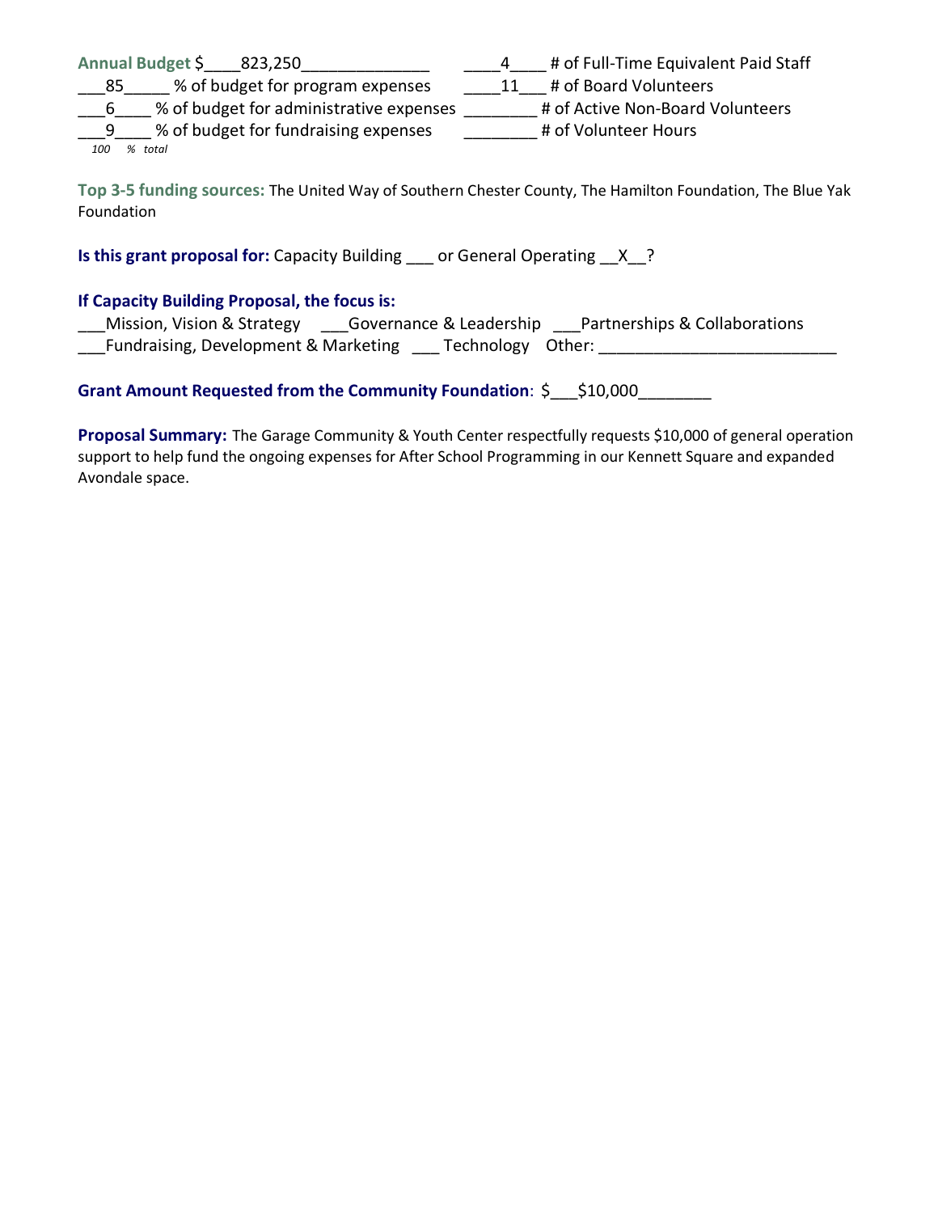**Annual Budget** $____823,250______________ ____4____ # of Full-Time Equivalent Paid Staff

___85_____ % of budget for program expenses ____11___ # of Board Volunteers

___6____ % of budget for administrative expenses ________ # of Active Non-Board Volunteers

___9____ % of budget for fundraising expenses ________ # of Volunteer Hours

*100 % total*

**Top 3-5 funding sources:** The United Way of Southern Chester County, The Hamilton Foundation, The Blue Yak Foundation

**Is this grant proposal for:** Capacity Building ___ or General Operating __X__?

**If Capacity Building Proposal, the focus is:**

___Mission, Vision & Strategy ___Governance & Leadership ___Partnerships & Collaborations

___Fundraising, Development & Marketing ___ Technology Other: _________________________

**Grant Amount Requested from the Community Foundation**: $___$10,000________

**Proposal Summary:** The Garage Community & Youth Center respectfully requests $10,000 of general operation support to help fund the ongoing expenses for After School Programming in our Kennett Square and expanded Avondale space.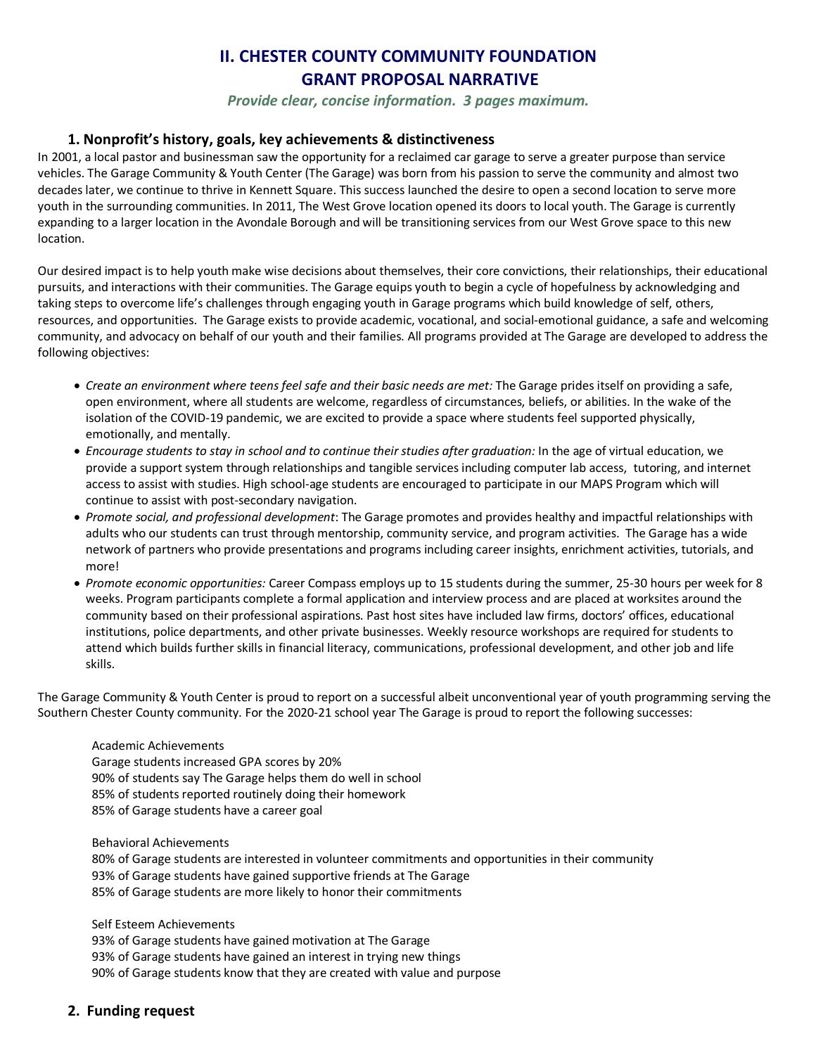# II. CHESTER COUNTY COMMUNITY FOUNDATION
# GRANT PROPOSAL NARRATIVE

*Provide clear, concise information. 3 pages maximum.*

## 1. Nonprofit's history, goals, key achievements & distinctiveness

In 2001, a local pastor and businessman saw the opportunity for a reclaimed car garage to serve a greater purpose than service vehicles. The Garage Community & Youth Center (The Garage) was born from his passion to serve the community and almost two decades later, we continue to thrive in Kennett Square. This success launched the desire to open a second location to serve more youth in the surrounding communities. In 2011, The West Grove location opened its doors to local youth. The Garage is currently expanding to a larger location in the Avondale Borough and will be transitioning services from our West Grove space to this new location.

Our desired impact is to help youth make wise decisions about themselves, their core convictions, their relationships, their educational pursuits, and interactions with their communities. The Garage equips youth to begin a cycle of hopefulness by acknowledging and taking steps to overcome life's challenges through engaging youth in Garage programs which build knowledge of self, others, resources, and opportunities. The Garage exists to provide academic, vocational, and social-emotional guidance, a safe and welcoming community, and advocacy on behalf of our youth and their families. All programs provided at The Garage are developed to address the following objectives:

- *Create an environment where teens feel safe and their basic needs are met:* The Garage prides itself on providing a safe, open environment, where all students are welcome, regardless of circumstances, beliefs, or abilities. In the wake of the isolation of the COVID-19 pandemic, we are excited to provide a space where students feel supported physically, emotionally, and mentally.
- *Encourage students to stay in school and to continue their studies after graduation:* In the age of virtual education, we provide a support system through relationships and tangible services including computer lab access, tutoring, and internet access to assist with studies. High school-age students are encouraged to participate in our MAPS Program which will continue to assist with post-secondary navigation.
- *Promote social, and professional development*: The Garage promotes and provides healthy and impactful relationships with adults who our students can trust through mentorship, community service, and program activities. The Garage has a wide network of partners who provide presentations and programs including career insights, enrichment activities, tutorials, and more!
- *Promote economic opportunities:* Career Compass employs up to 15 students during the summer, 25-30 hours per week for 8 weeks. Program participants complete a formal application and interview process and are placed at worksites around the community based on their professional aspirations. Past host sites have included law firms, doctors' offices, educational institutions, police departments, and other private businesses. Weekly resource workshops are required for students to attend which builds further skills in financial literacy, communications, professional development, and other job and life skills.

The Garage Community & Youth Center is proud to report on a successful albeit unconventional year of youth programming serving the Southern Chester County community. For the 2020-21 school year The Garage is proud to report the following successes:

Academic Achievements
Garage students increased GPA scores by 20%
90% of students say The Garage helps them do well in school
85% of students reported routinely doing their homework
85% of Garage students have a career goal

Behavioral Achievements
80% of Garage students are interested in volunteer commitments and opportunities in their community
93% of Garage students have gained supportive friends at The Garage
85% of Garage students are more likely to honor their commitments

Self Esteem Achievements
93% of Garage students have gained motivation at The Garage
93% of Garage students have gained an interest in trying new things
90% of Garage students know that they are created with value and purpose

## 2. Funding request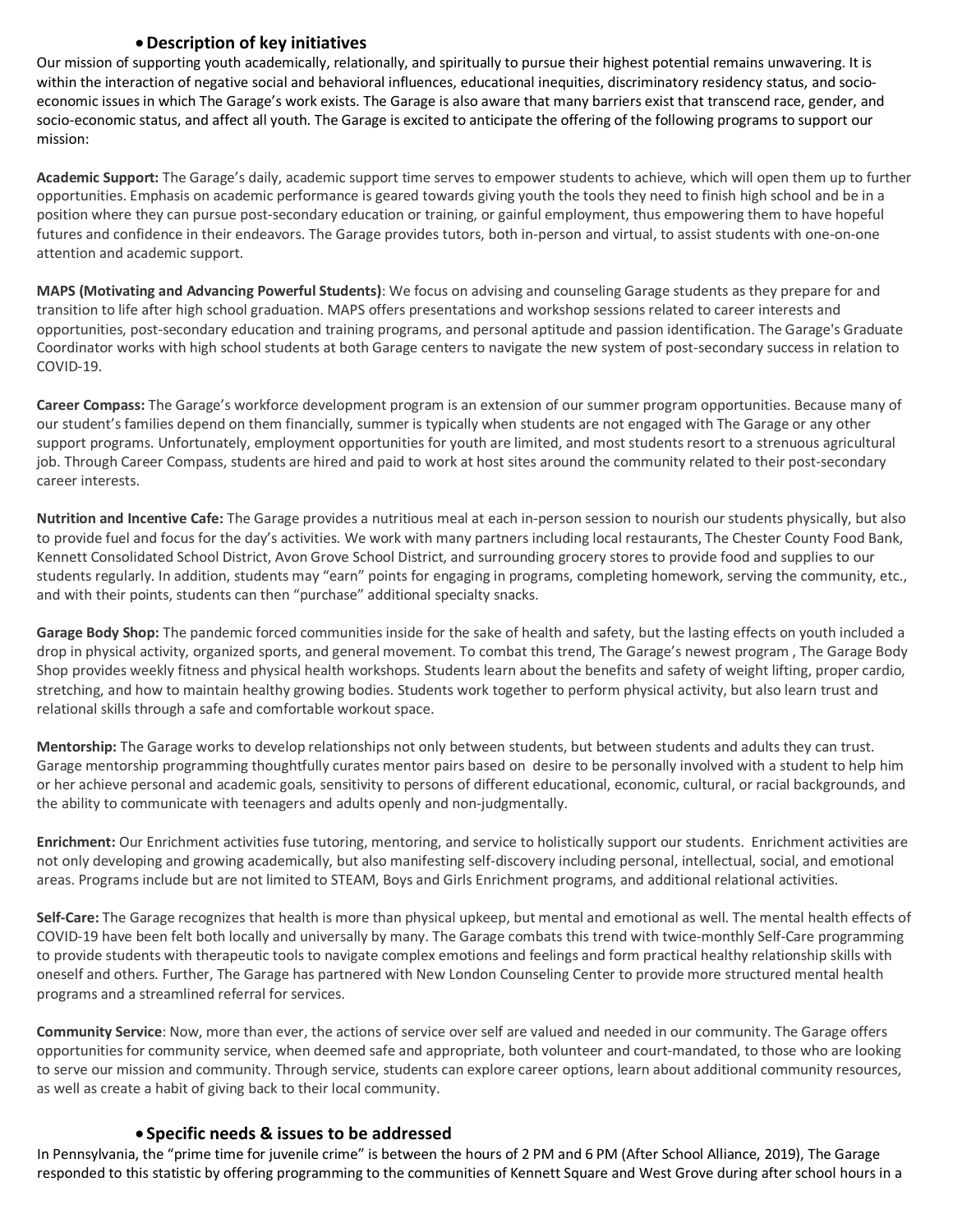- **Description of key initiatives**

Our mission of supporting youth academically, relationally, and spiritually to pursue their highest potential remains unwavering. It is within the interaction of negative social and behavioral influences, educational inequities, discriminatory residency status, and socio-economic issues in which The Garage's work exists. The Garage is also aware that many barriers exist that transcend race, gender, and socio-economic status, and affect all youth. The Garage is excited to anticipate the offering of the following programs to support our mission:

**Academic Support:** The Garage's daily, academic support time serves to empower students to achieve, which will open them up to further opportunities. Emphasis on academic performance is geared towards giving youth the tools they need to finish high school and be in a position where they can pursue post-secondary education or training, or gainful employment, thus empowering them to have hopeful futures and confidence in their endeavors. The Garage provides tutors, both in-person and virtual, to assist students with one-on-one attention and academic support.

**MAPS (Motivating and Advancing Powerful Students)**: We focus on advising and counseling Garage students as they prepare for and transition to life after high school graduation. MAPS offers presentations and workshop sessions related to career interests and opportunities, post-secondary education and training programs, and personal aptitude and passion identification. The Garage's Graduate Coordinator works with high school students at both Garage centers to navigate the new system of post-secondary success in relation to COVID-19.

**Career Compass:** The Garage's workforce development program is an extension of our summer program opportunities. Because many of our student's families depend on them financially, summer is typically when students are not engaged with The Garage or any other support programs. Unfortunately, employment opportunities for youth are limited, and most students resort to a strenuous agricultural job. Through Career Compass, students are hired and paid to work at host sites around the community related to their post-secondary career interests.

**Nutrition and Incentive Cafe:** The Garage provides a nutritious meal at each in-person session to nourish our students physically, but also to provide fuel and focus for the day's activities. We work with many partners including local restaurants, The Chester County Food Bank, Kennett Consolidated School District, Avon Grove School District, and surrounding grocery stores to provide food and supplies to our students regularly. In addition, students may "earn" points for engaging in programs, completing homework, serving the community, etc., and with their points, students can then "purchase" additional specialty snacks.

**Garage Body Shop:** The pandemic forced communities inside for the sake of health and safety, but the lasting effects on youth included a drop in physical activity, organized sports, and general movement. To combat this trend, The Garage's newest program , The Garage Body Shop provides weekly fitness and physical health workshops. Students learn about the benefits and safety of weight lifting, proper cardio, stretching, and how to maintain healthy growing bodies. Students work together to perform physical activity, but also learn trust and relational skills through a safe and comfortable workout space.

**Mentorship:** The Garage works to develop relationships not only between students, but between students and adults they can trust. Garage mentorship programming thoughtfully curates mentor pairs based on desire to be personally involved with a student to help him or her achieve personal and academic goals, sensitivity to persons of different educational, economic, cultural, or racial backgrounds, and the ability to communicate with teenagers and adults openly and non-judgmentally.

**Enrichment:** Our Enrichment activities fuse tutoring, mentoring, and service to holistically support our students. Enrichment activities are not only developing and growing academically, but also manifesting self-discovery including personal, intellectual, social, and emotional areas. Programs include but are not limited to STEAM, Boys and Girls Enrichment programs, and additional relational activities.

**Self-Care:** The Garage recognizes that health is more than physical upkeep, but mental and emotional as well. The mental health effects of COVID-19 have been felt both locally and universally by many. The Garage combats this trend with twice-monthly Self-Care programming to provide students with therapeutic tools to navigate complex emotions and feelings and form practical healthy relationship skills with oneself and others. Further, The Garage has partnered with New London Counseling Center to provide more structured mental health programs and a streamlined referral for services.

**Community Service**: Now, more than ever, the actions of service over self are valued and needed in our community. The Garage offers opportunities for community service, when deemed safe and appropriate, both volunteer and court-mandated, to those who are looking to serve our mission and community. Through service, students can explore career options, learn about additional community resources, as well as create a habit of giving back to their local community.

- **Specific needs & issues to be addressed**

In Pennsylvania, the "prime time for juvenile crime" is between the hours of 2 PM and 6 PM (After School Alliance, 2019), The Garage responded to this statistic by offering programming to the communities of Kennett Square and West Grove during after school hours in a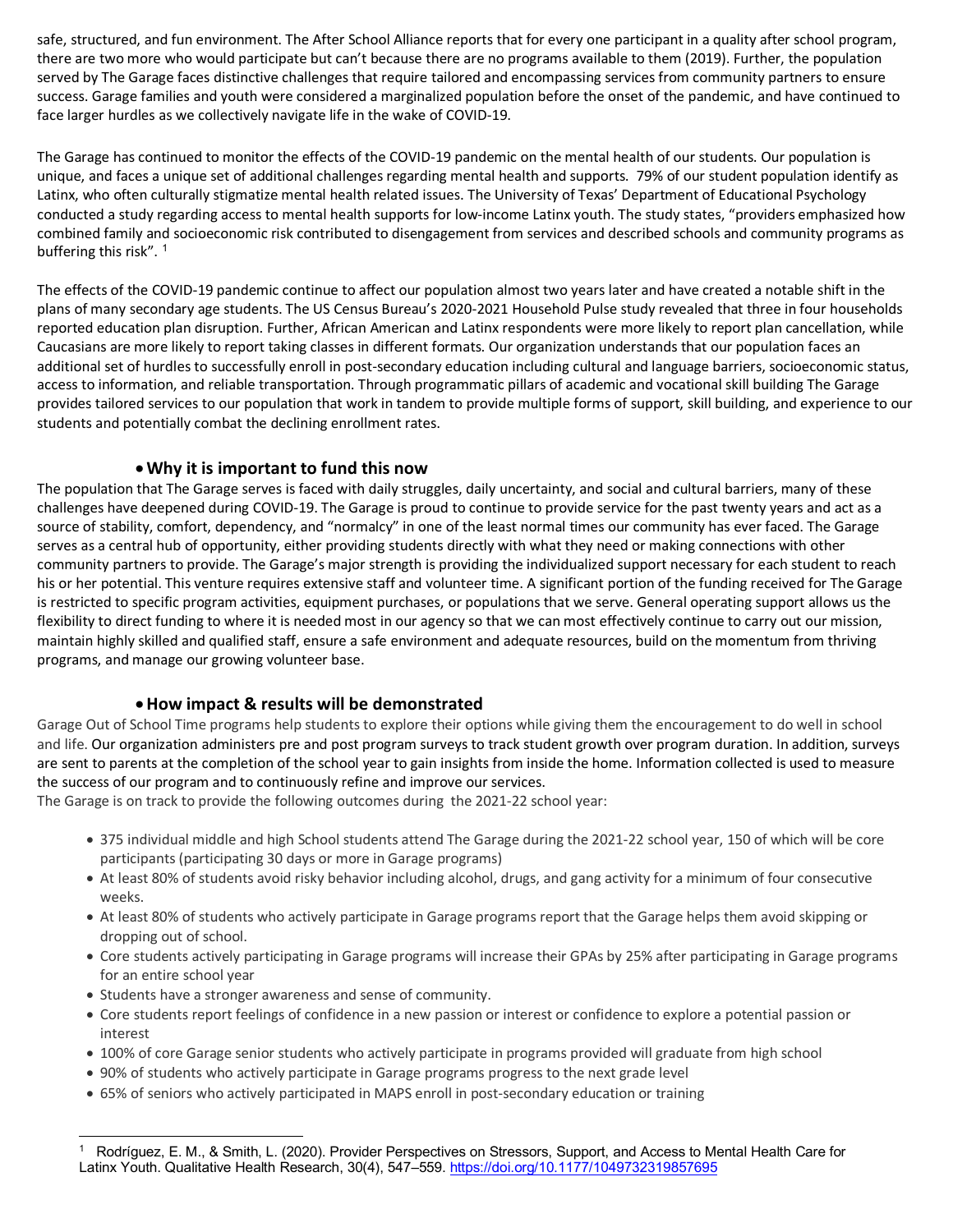safe, structured, and fun environment. The After School Alliance reports that for every one participant in a quality after school program, there are two more who would participate but can't because there are no programs available to them (2019). Further, the population served by The Garage faces distinctive challenges that require tailored and encompassing services from community partners to ensure success. Garage families and youth were considered a marginalized population before the onset of the pandemic, and have continued to face larger hurdles as we collectively navigate life in the wake of COVID-19.

The Garage has continued to monitor the effects of the COVID-19 pandemic on the mental health of our students. Our population is unique, and faces a unique set of additional challenges regarding mental health and supports. 79% of our student population identify as Latinx, who often culturally stigmatize mental health related issues. The University of Texas' Department of Educational Psychology conducted a study regarding access to mental health supports for low-income Latinx youth. The study states, "providers emphasized how combined family and socioeconomic risk contributed to disengagement from services and described schools and community programs as buffering this risk". [1]

The effects of the COVID-19 pandemic continue to affect our population almost two years later and have created a notable shift in the plans of many secondary age students. The US Census Bureau's 2020-2021 Household Pulse study revealed that three in four households reported education plan disruption. Further, African American and Latinx respondents were more likely to report plan cancellation, while Caucasians are more likely to report taking classes in different formats. Our organization understands that our population faces an additional set of hurdles to successfully enroll in post-secondary education including cultural and language barriers, socioeconomic status, access to information, and reliable transportation. Through programmatic pillars of academic and vocational skill building The Garage provides tailored services to our population that work in tandem to provide multiple forms of support, skill building, and experience to our students and potentially combat the declining enrollment rates.

- **Why it is important to fund this now**

The population that The Garage serves is faced with daily struggles, daily uncertainty, and social and cultural barriers, many of these challenges have deepened during COVID-19. The Garage is proud to continue to provide service for the past twenty years and act as a source of stability, comfort, dependency, and "normalcy" in one of the least normal times our community has ever faced. The Garage serves as a central hub of opportunity, either providing students directly with what they need or making connections with other community partners to provide. The Garage's major strength is providing the individualized support necessary for each student to reach his or her potential. This venture requires extensive staff and volunteer time. A significant portion of the funding received for The Garage is restricted to specific program activities, equipment purchases, or populations that we serve. General operating support allows us the flexibility to direct funding to where it is needed most in our agency so that we can most effectively continue to carry out our mission, maintain highly skilled and qualified staff, ensure a safe environment and adequate resources, build on the momentum from thriving programs, and manage our growing volunteer base.

- **How impact & results will be demonstrated**

Garage Out of School Time programs help students to explore their options while giving them the encouragement to do well in school and life. Our organization administers pre and post program surveys to track student growth over program duration. In addition, surveys are sent to parents at the completion of the school year to gain insights from inside the home. Information collected is used to measure the success of our program and to continuously refine and improve our services.
The Garage is on track to provide the following outcomes during the 2021-22 school year:

- 375 individual middle and high School students attend The Garage during the 2021-22 school year, 150 of which will be core participants (participating 30 days or more in Garage programs)
- At least 80% of students avoid risky behavior including alcohol, drugs, and gang activity for a minimum of four consecutive weeks.
- At least 80% of students who actively participate in Garage programs report that the Garage helps them avoid skipping or dropping out of school.
- Core students actively participating in Garage programs will increase their GPAs by 25% after participating in Garage programs for an entire school year
- Students have a stronger awareness and sense of community.
- Core students report feelings of confidence in a new passion or interest or confidence to explore a potential passion or interest
- 100% of core Garage senior students who actively participate in programs provided will graduate from high school
- 90% of students who actively participate in Garage programs progress to the next grade level
- 65% of seniors who actively participated in MAPS enroll in post-secondary education or training

[1] Rodríguez, E. M., & Smith, L. (2020). Provider Perspectives on Stressors, Support, and Access to Mental Health Care for Latinx Youth. Qualitative Health Research, 30(4), 547–559. https://doi.org/10.1177/1049732319857695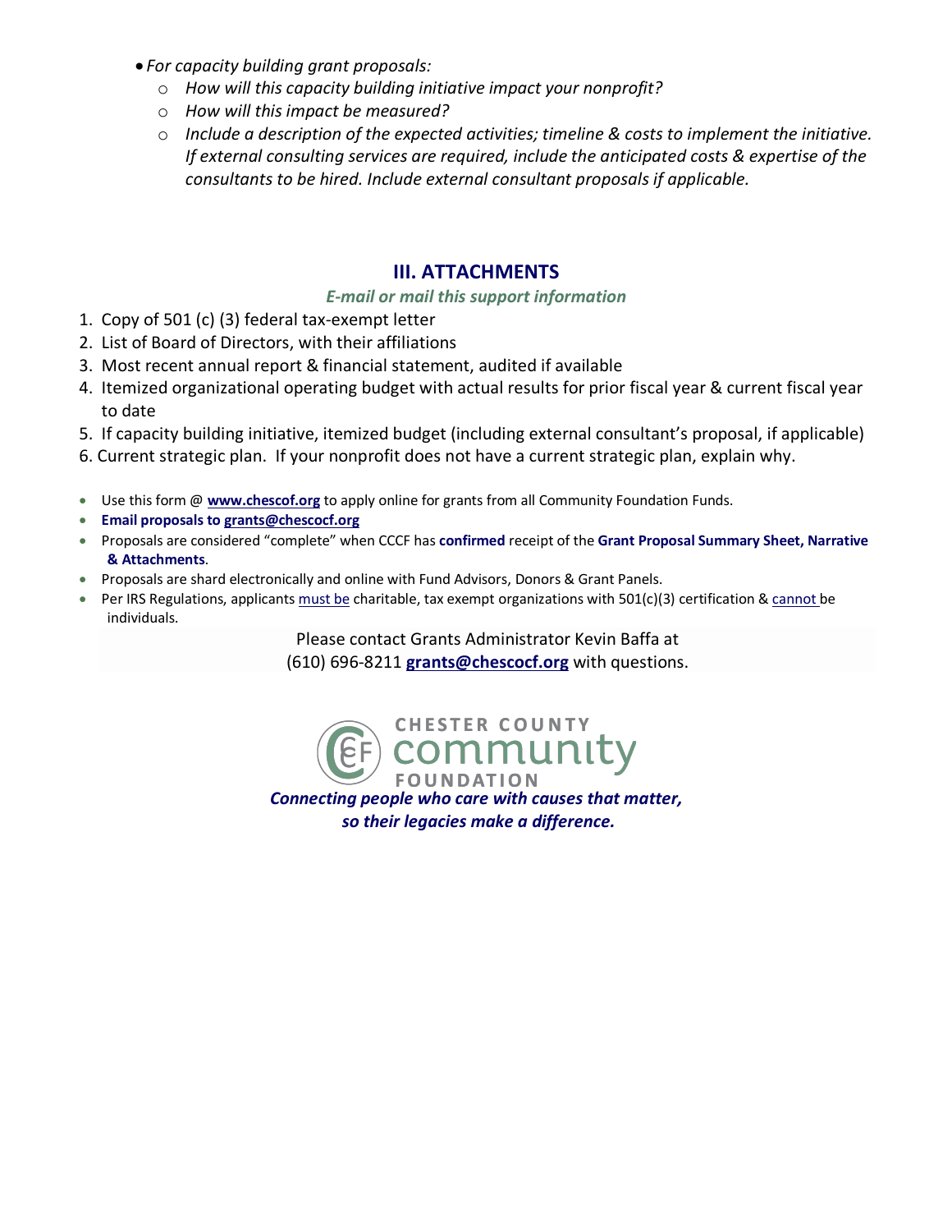- *For capacity building grant proposals:*
  - *How will this capacity building initiative impact your nonprofit?*
  - *How will this impact be measured?*
  - *Include a description of the expected activities; timeline & costs to implement the initiative. If external consulting services are required, include the anticipated costs & expertise of the consultants to be hired. Include external consultant proposals if applicable.*

## III. ATTACHMENTS

***E-mail or mail this support information***

1. Copy of 501 (c) (3) federal tax-exempt letter
2. List of Board of Directors, with their affiliations
3. Most recent annual report & financial statement, audited if available
4. Itemized organizational operating budget with actual results for prior fiscal year & current fiscal year to date
5. If capacity building initiative, itemized budget (including external consultant's proposal, if applicable)
6. Current strategic plan. If your nonprofit does not have a current strategic plan, explain why.

- Use this form @ **www.chescof.org** to apply online for grants from all Community Foundation Funds.
- **Email proposals to grants@chescocf.org**
- Proposals are considered "complete" when CCCF has **confirmed** receipt of the **Grant Proposal Summary Sheet, Narrative & Attachments**.
- Proposals are shard electronically and online with Fund Advisors, Donors & Grant Panels.
- Per IRS Regulations, applicants must be charitable, tax exempt organizations with 501(c)(3) certification & cannot be individuals.

Please contact Grants Administrator Kevin Baffa at (610) 696-8211 **grants@chescocf.org** with questions.

CHESTER COUNTY community FOUNDATION

***Connecting people who care with causes that matter, so their legacies make a difference.***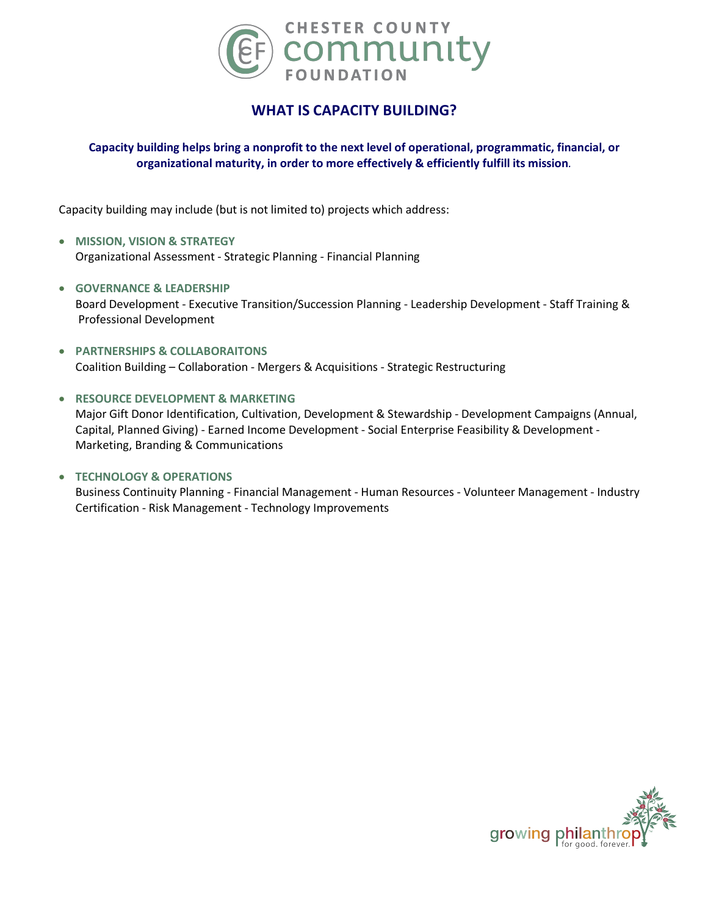# WHAT IS CAPACITY BUILDING?

**Capacity building helps bring a nonprofit to the next level of operational, programmatic, financial, or organizational maturity, in order to more effectively & efficiently fulfill its mission.**

Capacity building may include (but is not limited to) projects which address:

- **MISSION, VISION & STRATEGY**
  Organizational Assessment - Strategic Planning - Financial Planning

- **GOVERNANCE & LEADERSHIP**
  Board Development - Executive Transition/Succession Planning - Leadership Development - Staff Training & Professional Development

- **PARTNERSHIPS & COLLABORAITONS**
  Coalition Building – Collaboration - Mergers & Acquisitions - Strategic Restructuring

- **RESOURCE DEVELOPMENT & MARKETING**
  Major Gift Donor Identification, Cultivation, Development & Stewardship - Development Campaigns (Annual, Capital, Planned Giving) - Earned Income Development - Social Enterprise Feasibility & Development - Marketing, Branding & Communications

- **TECHNOLOGY & OPERATIONS**
  Business Continuity Planning - Financial Management - Human Resources - Volunteer Management - Industry Certification - Risk Management - Technology Improvements

growing philanthropy
for good. forever.